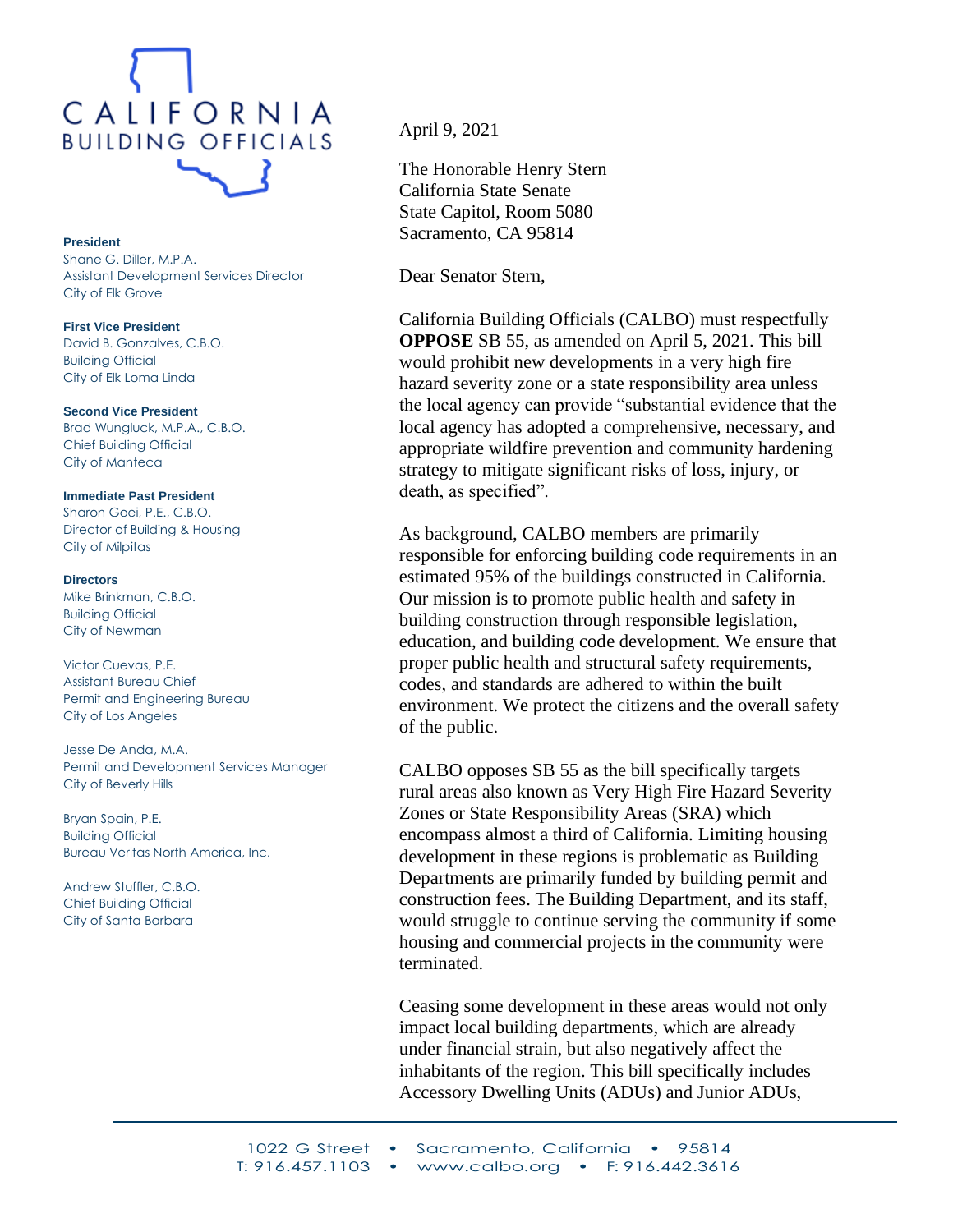CALIFORNIA BUILDING OFFICIALS

**President**
Shane G. Diller, M.P.A.
Assistant Development Services Director
City of Elk Grove

**First Vice President**
David B. Gonzalves, C.B.O.
Building Official
City of Elk Loma Linda

**Second Vice President**
Brad Wungluck, M.P.A., C.B.O.
Chief Building Official
City of Manteca

**Immediate Past President**
Sharon Goei, P.E., C.B.O.
Director of Building & Housing
City of Milpitas

**Directors**
Mike Brinkman, C.B.O.
Building Official
City of Newman

Victor Cuevas, P.E.
Assistant Bureau Chief
Permit and Engineering Bureau
City of Los Angeles

Jesse De Anda, M.A.
Permit and Development Services Manager
City of Beverly Hills

Bryan Spain, P.E.
Building Official
Bureau Veritas North America, Inc.

Andrew Stuffler, C.B.O.
Chief Building Official
City of Santa Barbara

April 9, 2021

The Honorable Henry Stern
California State Senate
State Capitol, Room 5080
Sacramento, CA 95814

Dear Senator Stern,

California Building Officials (CALBO) must respectfully **OPPOSE** SB 55, as amended on April 5, 2021. This bill would prohibit new developments in a very high fire hazard severity zone or a state responsibility area unless the local agency can provide "substantial evidence that the local agency has adopted a comprehensive, necessary, and appropriate wildfire prevention and community hardening strategy to mitigate significant risks of loss, injury, or death, as specified".

As background, CALBO members are primarily responsible for enforcing building code requirements in an estimated 95% of the buildings constructed in California. Our mission is to promote public health and safety in building construction through responsible legislation, education, and building code development. We ensure that proper public health and structural safety requirements, codes, and standards are adhered to within the built environment. We protect the citizens and the overall safety of the public.

CALBO opposes SB 55 as the bill specifically targets rural areas also known as Very High Fire Hazard Severity Zones or State Responsibility Areas (SRA) which encompass almost a third of California. Limiting housing development in these regions is problematic as Building Departments are primarily funded by building permit and construction fees. The Building Department, and its staff, would struggle to continue serving the community if some housing and commercial projects in the community were terminated.

Ceasing some development in these areas would not only impact local building departments, which are already under financial strain, but also negatively affect the inhabitants of the region. This bill specifically includes Accessory Dwelling Units (ADUs) and Junior ADUs,

1022 G Street • Sacramento, California • 95814
T: 916.457.1103 • www.calbo.org • F: 916.442.3616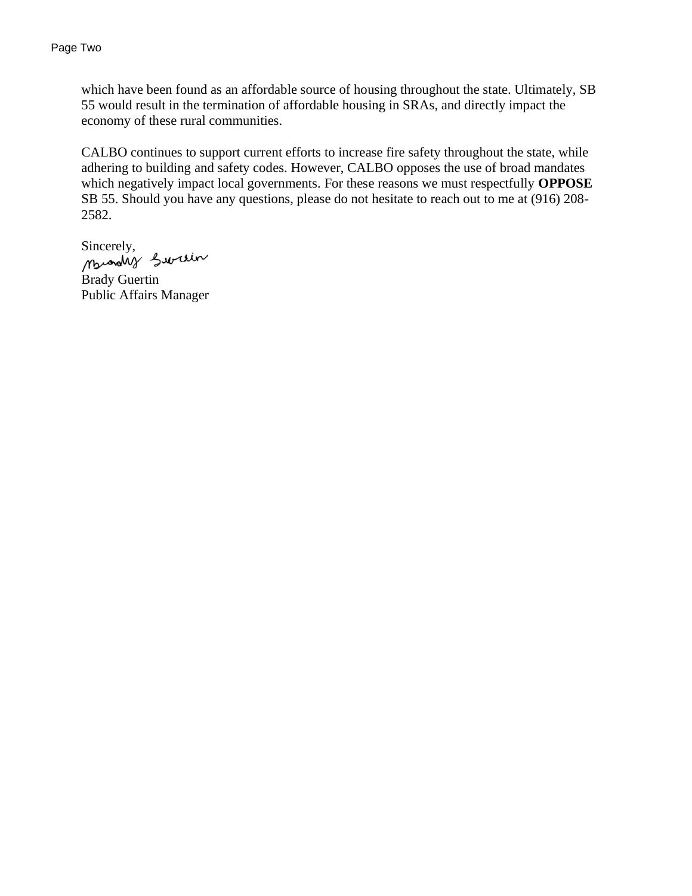which have been found as an affordable source of housing throughout the state. Ultimately, SB 55 would result in the termination of affordable housing in SRAs, and directly impact the economy of these rural communities.

CALBO continues to support current efforts to increase fire safety throughout the state, while adhering to building and safety codes. However, CALBO opposes the use of broad mandates which negatively impact local governments. For these reasons we must respectfully **OPPOSE** SB 55. Should you have any questions, please do not hesitate to reach out to me at (916) 208-2582.

Sincerely,

Brady Guertin
Public Affairs Manager